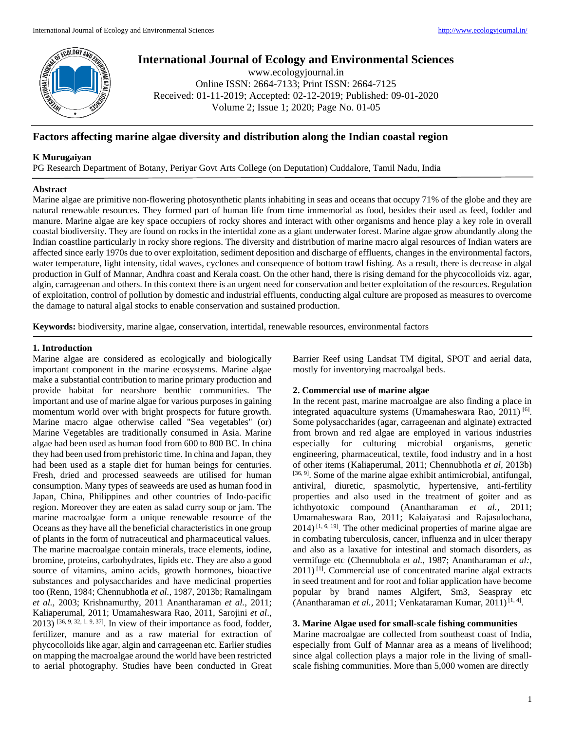# International Journal of Ecology and Environmental Sciences

www.ecologyjournal.in
Online ISSN: 2664-7133; Print ISSN: 2664-7125
Received: 01-11-2019; Accepted: 02-12-2019; Published: 09-01-2020
Volume 2; Issue 1; 2020; Page No. 01-05

## Factors affecting marine algae diversity and distribution along the Indian coastal region

**K Murugaiyan**

PG Research Department of Botany, Periyar Govt Arts College (on Deputation) Cuddalore, Tamil Nadu, India

**Abstract**

Marine algae are primitive non-flowering photosynthetic plants inhabiting in seas and oceans that occupy 71% of the globe and they are natural renewable resources. They formed part of human life from time immemorial as food, besides their used as feed, fodder and manure. Marine algae are key space occupiers of rocky shores and interact with other organisms and hence play a key role in overall coastal biodiversity. They are found on rocks in the intertidal zone as a giant underwater forest. Marine algae grow abundantly along the Indian coastline particularly in rocky shore regions. The diversity and distribution of marine macro algal resources of Indian waters are affected since early 1970s due to over exploitation, sediment deposition and discharge of effluents, changes in the environmental factors, water temperature, light intensity, tidal waves, cyclones and consequence of bottom trawl fishing. As a result, there is decrease in algal production in Gulf of Mannar, Andhra coast and Kerala coast. On the other hand, there is rising demand for the phycocolloids viz. agar, algin, carrageenan and others. In this context there is an urgent need for conservation and better exploitation of the resources. Regulation of exploitation, control of pollution by domestic and industrial effluents, conducting algal culture are proposed as measures to overcome the damage to natural algal stocks to enable conservation and sustained production.

**Keywords:** biodiversity, marine algae, conservation, intertidal, renewable resources, environmental factors

### 1. Introduction

Marine algae are considered as ecologically and biologically important component in the marine ecosystems. Marine algae make a substantial contribution to marine primary production and provide habitat for nearshore benthic communities. The important and use of marine algae for various purposes in gaining momentum world over with bright prospects for future growth. Marine macro algae otherwise called "Sea vegetables" (or) Marine Vegetables are traditionally consumed in Asia. Marine algae had been used as human food from 600 to 800 BC. In china they had been used from prehistoric time. In china and Japan, they had been used as a staple diet for human beings for centuries. Fresh, dried and processed seaweeds are utilised for human consumption. Many types of seaweeds are used as human food in Japan, China, Philippines and other countries of Indo-pacific region. Moreover they are eaten as salad curry soup or jam. The marine macroalgae form a unique renewable resource of the Oceans as they have all the beneficial characteristics in one group of plants in the form of nutraceutical and pharmaceutical values. The marine macroalgae contain minerals, trace elements, iodine, bromine, proteins, carbohydrates, lipids etc. They are also a good source of vitamins, amino acids, growth hormones, bioactive substances and polysaccharides and have medicinal properties too (Renn, 1984; Chennubhotla *et al.*, 1987, 2013b; Ramalingam *et al.*, 2003; Krishnamurthy, 2011 Anantharaman *et al.*, 2011; Kaliaperumal, 2011; Umamaheswara Rao, 2011, Sarojini *et al*., 2013) [36, 9, 32, 1. 9, 37]. In view of their importance as food, fodder, fertilizer, manure and as a raw material for extraction of phycocolloids like agar, algin and carrageenan etc. Earlier studies on mapping the macroalgae around the world have been restricted to aerial photography. Studies have been conducted in Great Barrier Reef using Landsat TM digital, SPOT and aerial data, mostly for inventorying macroalgal beds.

### 2. Commercial use of marine algae

In the recent past, marine macroalgae are also finding a place in integrated aquaculture systems (Umamaheswara Rao, 2011) [6]. Some polysaccharides (agar, carrageenan and alginate) extracted from brown and red algae are employed in various industries especially for culturing microbial organisms, genetic engineering, pharmaceutical, textile, food industry and in a host of other items (Kaliaperumal, 2011; Chennubhotla *et al*, 2013b) [36, 9]. Some of the marine algae exhibit antimicrobial, antifungal, antiviral, diuretic, spasmolytic, hypertensive, anti-fertility properties and also used in the treatment of goiter and as ichthyotoxic compound (Anantharaman *et al.*, 2011; Umamaheswara Rao, 2011; Kalaiyarasi and Rajasulochana, 2014) [1, 6, 19]. The other medicinal properties of marine algae are in combating tuberculosis, cancer, influenza and in ulcer therapy and also as a laxative for intestinal and stomach disorders, as vermifuge etc (Chennubhola *et al.*, 1987; Anantharaman *et al:*, 2011) [1]. Commercial use of concentrated marine algal extracts in seed treatment and for root and foliar application have become popular by brand names Algifert, Sm3, Seaspray etc (Anantharaman *et al.*, 2011; Venkataraman Kumar, 2011) [1, 4].

### 3. Marine Algae used for small-scale fishing communities

Marine macroalgae are collected from southeast coast of India, especially from Gulf of Mannar area as a means of livelihood; since algal collection plays a major role in the living of small-scale fishing communities. More than 5,000 women are directly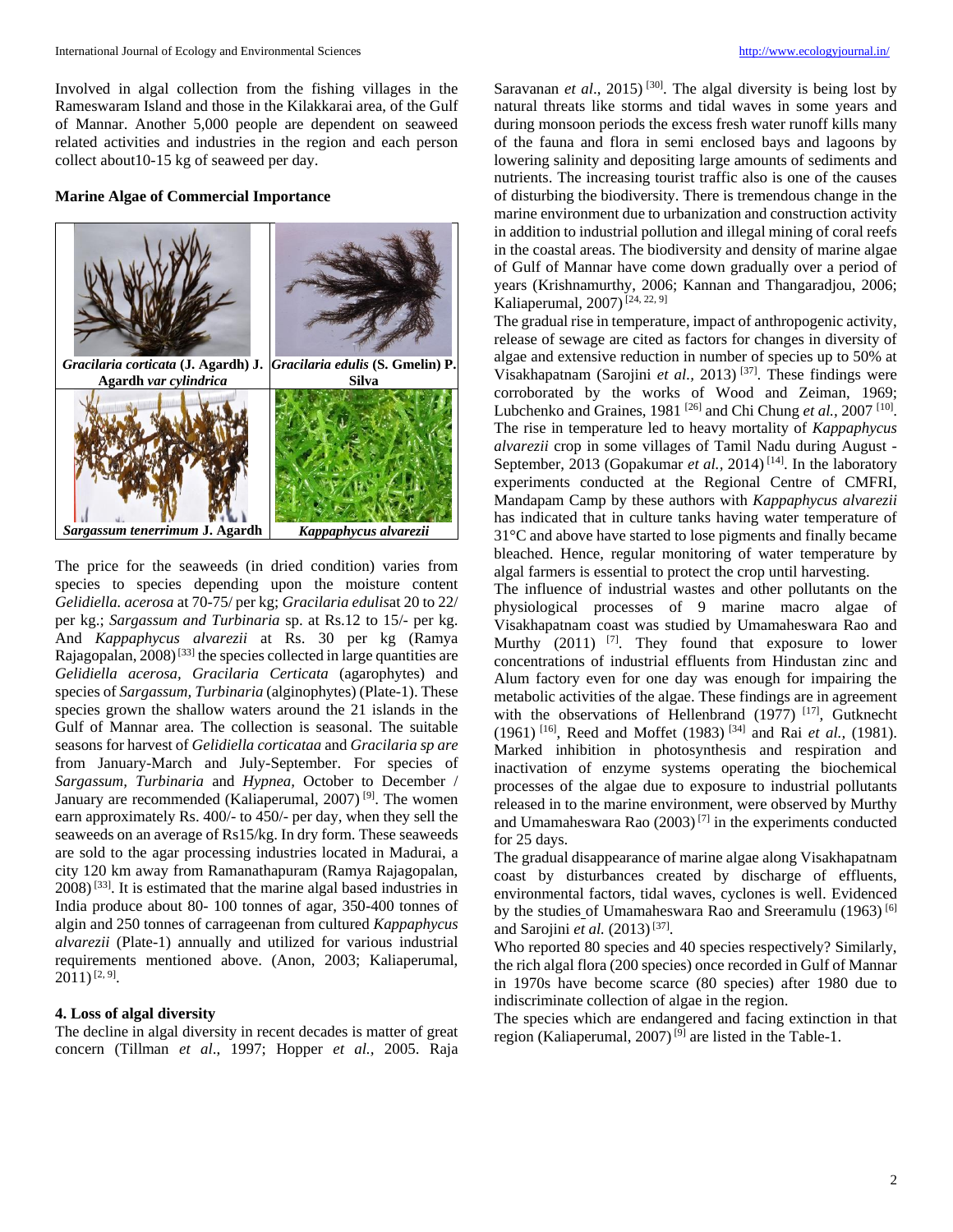Involved in algal collection from the fishing villages in the Rameswaram Island and those in the Kilakkarai area, of the Gulf of Mannar. Another 5,000 people are dependent on seaweed related activities and industries in the region and each person collect about10-15 kg of seaweed per day.

**Marine Algae of Commercial Importance**

| *Gracilaria corticata* (J. Agardh) J. Agardh *var cylindrica* | *Gracilaria edulis* (S. Gmelin) P. Silva |
|---|---|
| *Sargassum tenerrimum* J. Agardh | *Kappaphycus alvarezii* |

The price for the seaweeds (in dried condition) varies from species to species depending upon the moisture content *Gelidiella. acerosa* at 70-75/ per kg; *Gracilaria edulis*at 20 to 22/ per kg.; *Sargassum and Turbinaria* sp. at Rs.12 to 15/- per kg. And *Kappaphycus alvarezii* at Rs. 30 per kg (Ramya Rajagopalan, 2008) [33] the species collected in large quantities are *Gelidiella acerosa, Gracilaria Certicata* (agarophytes) and species of *Sargassum, Turbinaria* (alginophytes) (Plate-1). These species grown the shallow waters around the 21 islands in the Gulf of Mannar area. The collection is seasonal. The suitable seasons for harvest of *Gelidiella corticataa* and *Gracilaria sp are* from January-March and July-September. For species of *Sargassum, Turbinaria* and *Hypnea*, October to December / January are recommended (Kaliaperumal, 2007) [9]. The women earn approximately Rs. 400/- to 450/- per day, when they sell the seaweeds on an average of Rs15/kg. In dry form. These seaweeds are sold to the agar processing industries located in Madurai, a city 120 km away from Ramanathapuram (Ramya Rajagopalan, 2008) [33]. It is estimated that the marine algal based industries in India produce about 80- 100 tonnes of agar, 350-400 tonnes of algin and 250 tonnes of carrageenan from cultured *Kappaphycus alvarezii* (Plate-1) annually and utilized for various industrial requirements mentioned above. (Anon, 2003; Kaliaperumal, 2011) [2, 9].

### 4. Loss of algal diversity

The decline in algal diversity in recent decades is matter of great concern (Tillman *et al*., 1997; Hopper *et al.*, 2005. Raja Saravanan *et al*., 2015) [30]. The algal diversity is being lost by natural threats like storms and tidal waves in some years and during monsoon periods the excess fresh water runoff kills many of the fauna and flora in semi enclosed bays and lagoons by lowering salinity and depositing large amounts of sediments and nutrients. The increasing tourist traffic also is one of the causes of disturbing the biodiversity. There is tremendous change in the marine environment due to urbanization and construction activity in addition to industrial pollution and illegal mining of coral reefs in the coastal areas. The biodiversity and density of marine algae of Gulf of Mannar have come down gradually over a period of years (Krishnamurthy, 2006; Kannan and Thangaradjou, 2006; Kaliaperumal, 2007) [24, 22, 9]

The gradual rise in temperature, impact of anthropogenic activity, release of sewage are cited as factors for changes in diversity of algae and extensive reduction in number of species up to 50% at Visakhapatnam (Sarojini *et al.*, 2013) [37]. These findings were corroborated by the works of Wood and Zeiman, 1969; Lubchenko and Graines, 1981 [26] and Chi Chung *et al.*, 2007 [10]. The rise in temperature led to heavy mortality of *Kappaphycus alvarezii* crop in some villages of Tamil Nadu during August - September, 2013 (Gopakumar *et al.*, 2014) [14]. In the laboratory experiments conducted at the Regional Centre of CMFRI, Mandapam Camp by these authors with *Kappaphycus alvarezii* has indicated that in culture tanks having water temperature of 31°C and above have started to lose pigments and finally became bleached. Hence, regular monitoring of water temperature by algal farmers is essential to protect the crop until harvesting.

The influence of industrial wastes and other pollutants on the physiological processes of 9 marine macro algae of Visakhapatnam coast was studied by Umamaheswara Rao and Murthy (2011) [7]. They found that exposure to lower concentrations of industrial effluents from Hindustan zinc and Alum factory even for one day was enough for impairing the metabolic activities of the algae. These findings are in agreement with the observations of Hellenbrand (1977) [17], Gutknecht (1961) [16], Reed and Moffet (1983) [34] and Rai *et al.*, (1981). Marked inhibition in photosynthesis and respiration and inactivation of enzyme systems operating the biochemical processes of the algae due to exposure to industrial pollutants released in to the marine environment, were observed by Murthy and Umamaheswara Rao (2003) [7] in the experiments conducted for 25 days.

The gradual disappearance of marine algae along Visakhapatnam coast by disturbances created by discharge of effluents, environmental factors, tidal waves, cyclones is well. Evidenced by the studies of Umamaheswara Rao and Sreeramulu (1963) [6] and Sarojini *et al.* (2013) [37].

Who reported 80 species and 40 species respectively? Similarly, the rich algal flora (200 species) once recorded in Gulf of Mannar in 1970s have become scarce (80 species) after 1980 due to indiscriminate collection of algae in the region.

The species which are endangered and facing extinction in that region (Kaliaperumal, 2007) [9] are listed in the Table-1.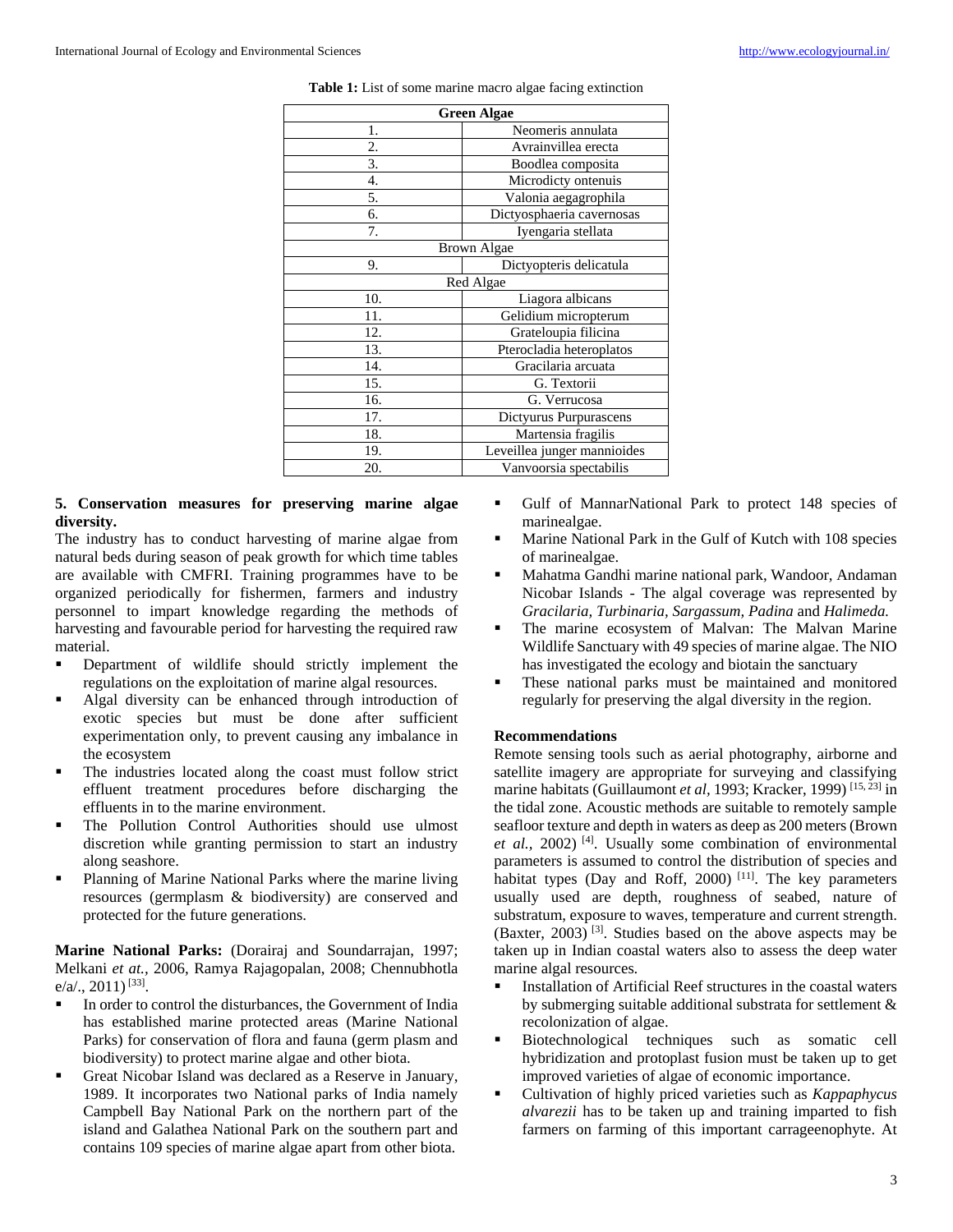**Table 1:** List of some marine macro algae facing extinction

| Green Algae | |
|---|---|
| 1. | Neomeris annulata |
| 2. | Avrainvillea erecta |
| 3. | Boodlea composita |
| 4. | Microdicty ontenuis |
| 5. | Valonia aegagrophila |
| 6. | Dictyosphaeria cavernosas |
| 7. | Iyengaria stellata |
| Brown Algae | |
| 9. | Dictyopteris delicatula |
| Red Algae | |
| 10. | Liagora albicans |
| 11. | Gelidium micropterum |
| 12. | Grateloupia filicina |
| 13. | Pterocladia heteroplatos |
| 14. | Gracilaria arcuata |
| 15. | G. Textorii |
| 16. | G. Verrucosa |
| 17. | Dictyurus Purpurascens |
| 18. | Martensia fragilis |
| 19. | Leveillea junger mannioides |
| 20. | Vanvoorsia spectabilis |

**5. Conservation measures for preserving marine algae diversity.**

The industry has to conduct harvesting of marine algae from natural beds during season of peak growth for which time tables are available with CMFRI. Training programmes have to be organized periodically for fishermen, farmers and industry personnel to impart knowledge regarding the methods of harvesting and favourable period for harvesting the required raw material.

- Department of wildlife should strictly implement the regulations on the exploitation of marine algal resources.
- Algal diversity can be enhanced through introduction of exotic species but must be done after sufficient experimentation only, to prevent causing any imbalance in the ecosystem
- The industries located along the coast must follow strict effluent treatment procedures before discharging the effluents in to the marine environment.
- The Pollution Control Authorities should use ulmost discretion while granting permission to start an industry along seashore.
- Planning of Marine National Parks where the marine living resources (germplasm & biodiversity) are conserved and protected for the future generations.

**Marine National Parks:** (Dorairaj and Soundarrajan, 1997; Melkani *et at.,* 2006, Ramya Rajagopalan, 2008; Chennubhotla e/a/., 2011) [33].

- In order to control the disturbances, the Government of India has established marine protected areas (Marine National Parks) for conservation of flora and fauna (germ plasm and biodiversity) to protect marine algae and other biota.
- Great Nicobar Island was declared as a Reserve in January, 1989. It incorporates two National parks of India namely Campbell Bay National Park on the northern part of the island and Galathea National Park on the southern part and contains 109 species of marine algae apart from other biota.
- Gulf of MannarNational Park to protect 148 species of marinealgae.
- Marine National Park in the Gulf of Kutch with 108 species of marinealgae.
- Mahatma Gandhi marine national park, Wandoor, Andaman Nicobar Islands - The algal coverage was represented by *Gracilaria, Turbinaria, Sargassum, Padina* and *Halimeda.*
- The marine ecosystem of Malvan: The Malvan Marine Wildlife Sanctuary with 49 species of marine algae. The NIO has investigated the ecology and biotain the sanctuary
- These national parks must be maintained and monitored regularly for preserving the algal diversity in the region.

**Recommendations**

Remote sensing tools such as aerial photography, airborne and satellite imagery are appropriate for surveying and classifying marine habitats (Guillaumont *et al,* 1993; Kracker, 1999) [15, 23] in the tidal zone. Acoustic methods are suitable to remotely sample seafloor texture and depth in waters as deep as 200 meters (Brown *et al.,* 2002) [4]. Usually some combination of environmental parameters is assumed to control the distribution of species and habitat types (Day and Roff, 2000) [11]. The key parameters usually used are depth, roughness of seabed, nature of substratum, exposure to waves, temperature and current strength. (Baxter, 2003) [3]. Studies based on the above aspects may be taken up in Indian coastal waters also to assess the deep water marine algal resources.

- Installation of Artificial Reef structures in the coastal waters by submerging suitable additional substrata for settlement & recolonization of algae.
- Biotechnological techniques such as somatic cell hybridization and protoplast fusion must be taken up to get improved varieties of algae of economic importance.
- Cultivation of highly priced varieties such as *Kappaphycus alvarezii* has to be taken up and training imparted to fish farmers on farming of this important carrageenophyte. At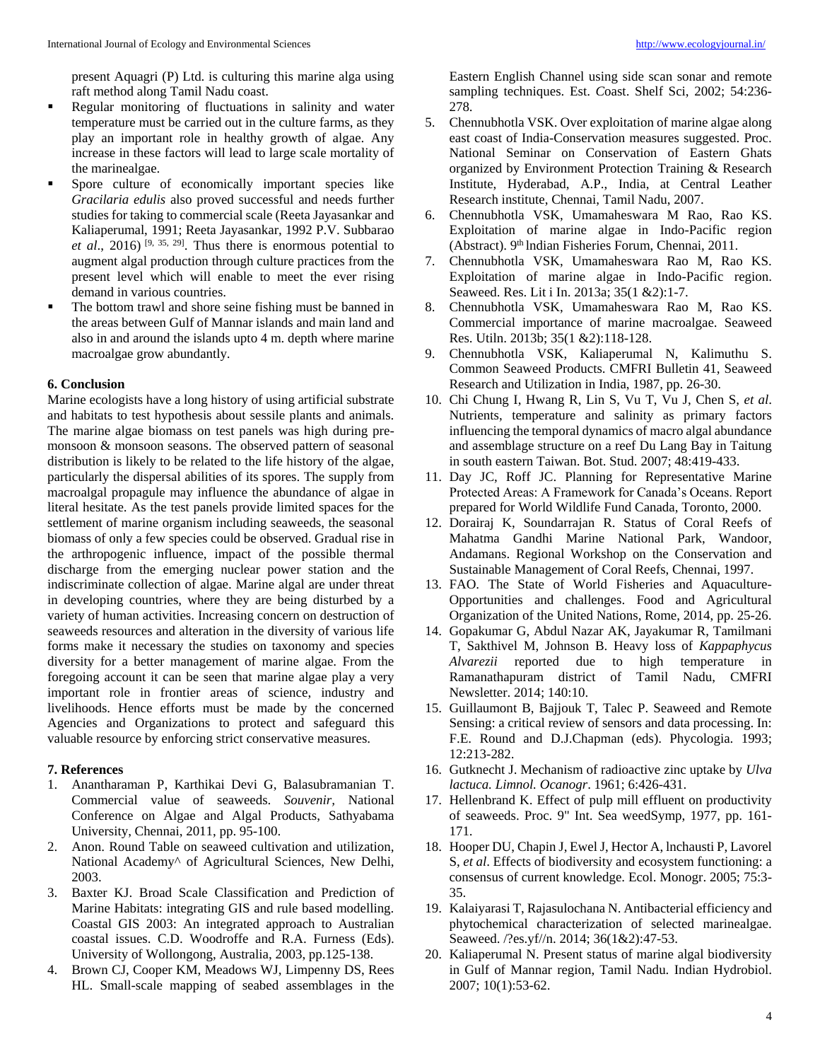present Aquagri (P) Ltd. is culturing this marine alga using raft method along Tamil Nadu coast.

- Regular monitoring of fluctuations in salinity and water temperature must be carried out in the culture farms, as they play an important role in healthy growth of algae. Any increase in these factors will lead to large scale mortality of the marinealgae.
- Spore culture of economically important species like *Gracilaria edulis* also proved successful and needs further studies for taking to commercial scale (Reeta Jayasankar and Kaliaperumal, 1991; Reeta Jayasankar, 1992 P.V. Subbarao *et al*., 2016) [9, 35, 29]. Thus there is enormous potential to augment algal production through culture practices from the present level which will enable to meet the ever rising demand in various countries.
- The bottom trawl and shore seine fishing must be banned in the areas between Gulf of Mannar islands and main land and also in and around the islands upto 4 m. depth where marine macroalgae grow abundantly.

## 6. Conclusion

Marine ecologists have a long history of using artificial substrate and habitats to test hypothesis about sessile plants and animals. The marine algae biomass on test panels was high during pre-monsoon & monsoon seasons. The observed pattern of seasonal distribution is likely to be related to the life history of the algae, particularly the dispersal abilities of its spores. The supply from macroalgal propagule may influence the abundance of algae in literal hesitate. As the test panels provide limited spaces for the settlement of marine organism including seaweeds, the seasonal biomass of only a few species could be observed. Gradual rise in the arthropogenic influence, impact of the possible thermal discharge from the emerging nuclear power station and the indiscriminate collection of algae. Marine algal are under threat in developing countries, where they are being disturbed by a variety of human activities. Increasing concern on destruction of seaweeds resources and alteration in the diversity of various life forms make it necessary the studies on taxonomy and species diversity for a better management of marine algae. From the foregoing account it can be seen that marine algae play a very important role in frontier areas of science, industry and livelihoods. Hence efforts must be made by the concerned Agencies and Organizations to protect and safeguard this valuable resource by enforcing strict conservative measures.

## 7. References

1. Anantharaman P, Karthikai Devi G, Balasubramanian T. Commercial value of seaweeds. *Souvenir*, National Conference on Algae and Algal Products, Sathyabama University, Chennai, 2011, pp. 95-100.
2. Anon. Round Table on seaweed cultivation and utilization, National Academy^ of Agricultural Sciences, New Delhi, 2003.
3. Baxter KJ. Broad Scale Classification and Prediction of Marine Habitats: integrating GIS and rule based modelling. Coastal GIS 2003: An integrated approach to Australian coastal issues. C.D. Woodroffe and R.A. Furness (Eds). University of Wollongong, Australia, 2003, pp.125-138.
4. Brown CJ, Cooper KM, Meadows WJ, Limpenny DS, Rees HL. Small-scale mapping of seabed assemblages in the Eastern English Channel using side scan sonar and remote sampling techniques. Est. Coast. Shelf Sci, 2002; 54:236-278.
5. Chennubhotla VSK. Over exploitation of marine algae along east coast of India-Conservation measures suggested. Proc. National Seminar on Conservation of Eastern Ghats organized by Environment Protection Training & Research Institute, Hyderabad, A.P., India, at Central Leather Research institute, Chennai, Tamil Nadu, 2007.
6. Chennubhotla VSK, Umamaheswara M Rao, Rao KS. Exploitation of marine algae in Indo-Pacific region (Abstract). 9th lndian Fisheries Forum, Chennai, 2011.
7. Chennubhotla VSK, Umamaheswara Rao M, Rao KS. Exploitation of marine algae in Indo-Pacific region. Seaweed. Res. Lit i In. 2013a; 35(1 &2):1-7.
8. Chennubhotla VSK, Umamaheswara Rao M, Rao KS. Commercial importance of marine macroalgae. Seaweed Res. Utiln. 2013b; 35(1 &2):118-128.
9. Chennubhotla VSK, Kaliaperumal N, Kalimuthu S. Common Seaweed Products. CMFRI Bulletin 41, Seaweed Research and Utilization in India, 1987, pp. 26-30.
10. Chi Chung I, Hwang R, Lin S, Vu T, Vu J, Chen S, *et al*. Nutrients, temperature and salinity as primary factors influencing the temporal dynamics of macro algal abundance and assemblage structure on a reef Du Lang Bay in Taitung in south eastern Taiwan. Bot. Stud. 2007; 48:419-433.
11. Day JC, Roff JC. Planning for Representative Marine Protected Areas: A Framework for Canada's Oceans. Report prepared for World Wildlife Fund Canada, Toronto, 2000.
12. Dorairaj K, Soundarrajan R. Status of Coral Reefs of Mahatma Gandhi Marine National Park, Wandoor, Andamans. Regional Workshop on the Conservation and Sustainable Management of Coral Reefs, Chennai, 1997.
13. FAO. The State of World Fisheries and Aquaculture-Opportunities and challenges. Food and Agricultural Organization of the United Nations, Rome, 2014, pp. 25-26.
14. Gopakumar G, Abdul Nazar AK, Jayakumar R, Tamilmani T, Sakthivel M, Johnson B. Heavy loss of *Kappaphycus Alvarezii* reported due to high temperature in Ramanathapuram district of Tamil Nadu, CMFRI Newsletter. 2014; 140:10.
15. Guillaumont B, Bajjouk T, Talec P. Seaweed and Remote Sensing: a critical review of sensors and data processing. In: F.E. Round and D.J.Chapman (eds). Phycologia. 1993; 12:213-282.
16. Gutknecht J. Mechanism of radioactive zinc uptake by *Ulva lactuca. Limnol. Ocanogr*. 1961; 6:426-431.
17. Hellenbrand K. Effect of pulp mill effluent on productivity of seaweeds. Proc. 9" Int. Sea weedSymp, 1977, pp. 161-171.
18. Hooper DU, Chapin J, Ewel J, Hector A, lnchausti P, Lavorel S, *et al*. Effects of biodiversity and ecosystem functioning: a consensus of current knowledge. Ecol. Monogr. 2005; 75:3-35.
19. Kalaiyarasi T, Rajasulochana N. Antibacterial efficiency and phytochemical characterization of selected marinealgae. Seaweed. /?es.yf//n. 2014; 36(1&2):47-53.
20. Kaliaperumal N. Present status of marine algal biodiversity in Gulf of Mannar region, Tamil Nadu. Indian Hydrobiol. 2007; 10(1):53-62.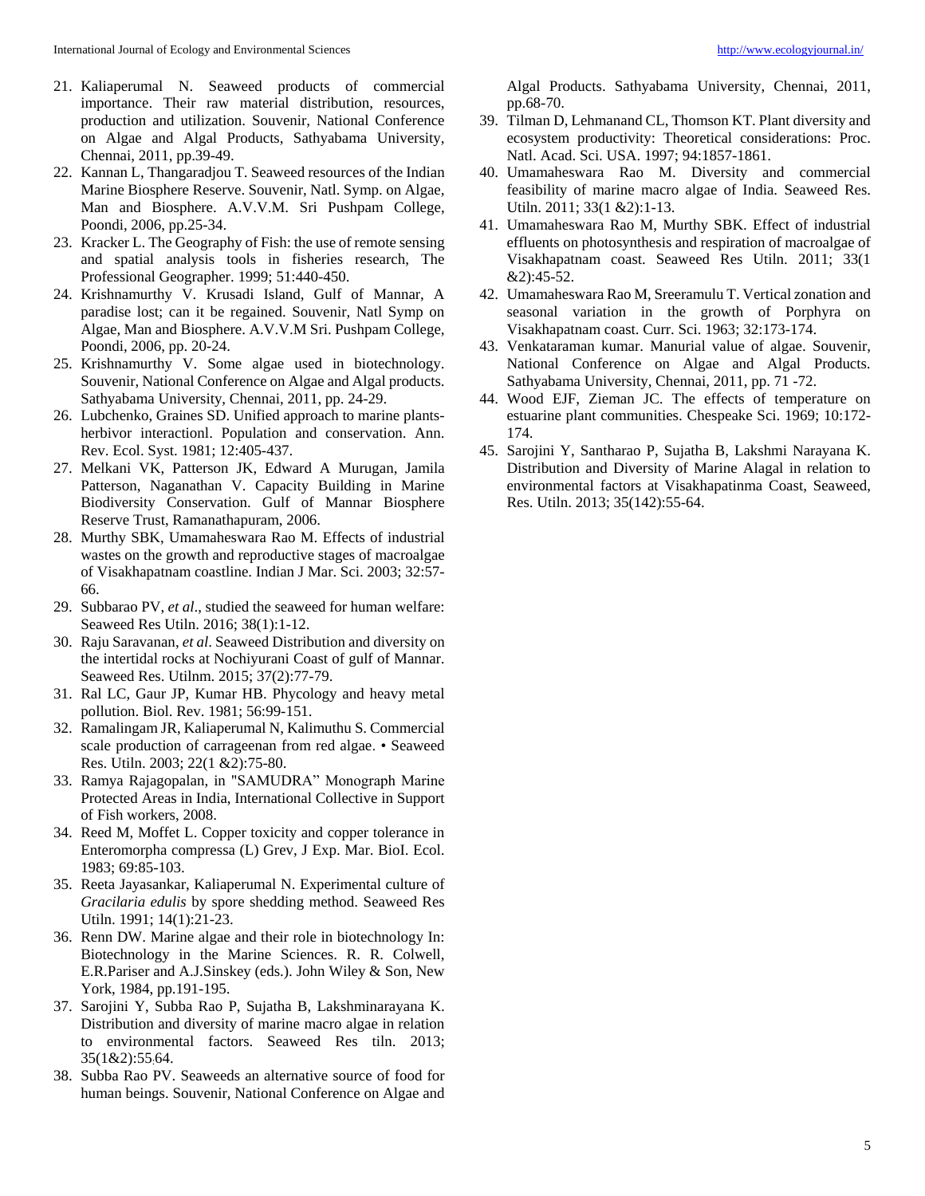21. Kaliaperumal N. Seaweed products of commercial importance. Their raw material distribution, resources, production and utilization. Souvenir, National Conference on Algae and Algal Products, Sathyabama University, Chennai, 2011, pp.39-49.
22. Kannan L, Thangaradjou T. Seaweed resources of the Indian Marine Biosphere Reserve. Souvenir, Natl. Symp. on Algae, Man and Biosphere. A.V.V.M. Sri Pushpam College, Poondi, 2006, pp.25-34.
23. Kracker L. The Geography of Fish: the use of remote sensing and spatial analysis tools in fisheries research, The Professional Geographer. 1999; 51:440-450.
24. Krishnamurthy V. Krusadi Island, Gulf of Mannar, A paradise lost; can it be regained. Souvenir, Natl Symp on Algae, Man and Biosphere. A.V.V.M Sri. Pushpam College, Poondi, 2006, pp. 20-24.
25. Krishnamurthy V. Some algae used in biotechnology. Souvenir, National Conference on Algae and Algal products. Sathyabama University, Chennai, 2011, pp. 24-29.
26. Lubchenko, Graines SD. Unified approach to marine plants-herbivor interactionl. Population and conservation. Ann. Rev. Ecol. Syst. 1981; 12:405-437.
27. Melkani VK, Patterson JK, Edward A Murugan, Jamila Patterson, Naganathan V. Capacity Building in Marine Biodiversity Conservation. Gulf of Mannar Biosphere Reserve Trust, Ramanathapuram, 2006.
28. Murthy SBK, Umamaheswara Rao M. Effects of industrial wastes on the growth and reproductive stages of macroalgae of Visakhapatnam coastline. Indian J Mar. Sci. 2003; 32:57-66.
29. Subbarao PV, *et al*., studied the seaweed for human welfare: Seaweed Res Utiln. 2016; 38(1):1-12.
30. Raju Saravanan, *et al*. Seaweed Distribution and diversity on the intertidal rocks at Nochiyurani Coast of gulf of Mannar. Seaweed Res. Utilnm. 2015; 37(2):77-79.
31. Ral LC, Gaur JP, Kumar HB. Phycology and heavy metal pollution. Biol. Rev. 1981; 56:99-151.
32. Ramalingam JR, Kaliaperumal N, Kalimuthu S. Commercial scale production of carrageenan from red algae. • Seaweed Res. Utiln. 2003; 22(1 &2):75-80.
33. Ramya Rajagopalan, in "SAMUDRA" Monograph Marine Protected Areas in India, International Collective in Support of Fish workers, 2008.
34. Reed M, Moffet L. Copper toxicity and copper tolerance in Enteromorpha compressa (L) Grev, J Exp. Mar. BioI. Ecol. 1983; 69:85-103.
35. Reeta Jayasankar, Kaliaperumal N. Experimental culture of *Gracilaria edulis* by spore shedding method. Seaweed Res Utiln. 1991; 14(1):21-23.
36. Renn DW. Marine algae and their role in biotechnology In: Biotechnology in the Marine Sciences. R. R. Colwell, E.R.Pariser and A.J.Sinskey (eds.). John Wiley & Son, New York, 1984, pp.191-195.
37. Sarojini Y, Subba Rao P, Sujatha B, Lakshminarayana K. Distribution and diversity of marine macro algae in relation to environmental factors. Seaweed Res tiln. 2013; 35(1&2):55-64.
38. Subba Rao PV. Seaweeds an alternative source of food for human beings. Souvenir, National Conference on Algae and Algal Products. Sathyabama University, Chennai, 2011, pp.68-70.
39. Tilman D, Lehmanand CL, Thomson KT. Plant diversity and ecosystem productivity: Theoretical considerations: Proc. Natl. Acad. Sci. USA. 1997; 94:1857-1861.
40. Umamaheswara Rao M. Diversity and commercial feasibility of marine macro algae of India. Seaweed Res. Utiln. 2011; 33(1 &2):1-13.
41. Umamaheswara Rao M, Murthy SBK. Effect of industrial effluents on photosynthesis and respiration of macroalgae of Visakhapatnam coast. Seaweed Res Utiln. 2011; 33(1 &2):45-52.
42. Umamaheswara Rao M, Sreeramulu T. Vertical zonation and seasonal variation in the growth of Porphyra on Visakhapatnam coast. Curr. Sci. 1963; 32:173-174.
43. Venkataraman kumar. Manurial value of algae. Souvenir, National Conference on Algae and Algal Products. Sathyabama University, Chennai, 2011, pp. 71 -72.
44. Wood EJF, Zieman JC. The effects of temperature on estuarine plant communities. Chespeake Sci. 1969; 10:172-174.
45. Sarojini Y, Santharao P, Sujatha B, Lakshmi Narayana K. Distribution and Diversity of Marine Alagal in relation to environmental factors at Visakhapatinma Coast, Seaweed, Res. Utiln. 2013; 35(142):55-64.